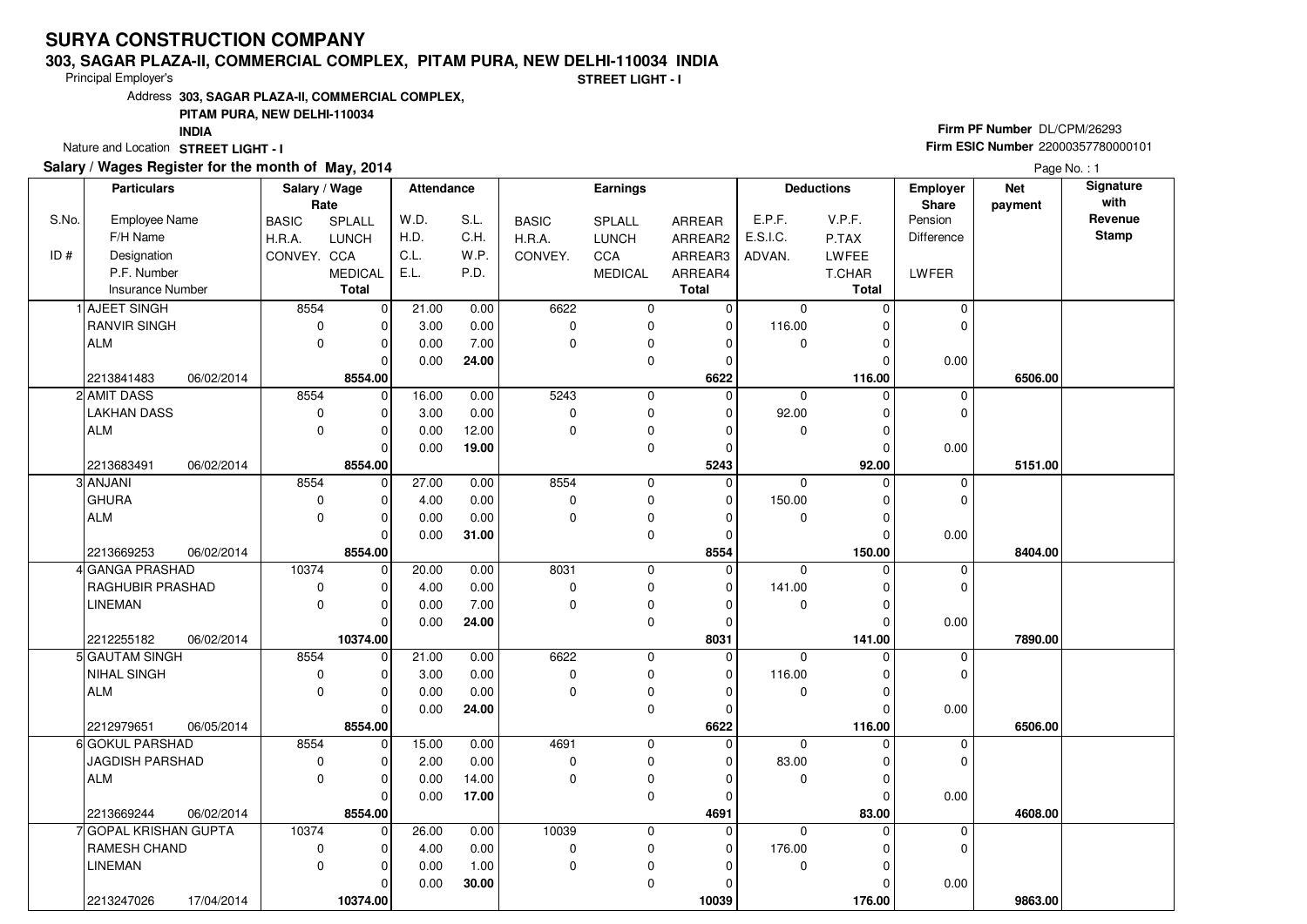# SURYA CONSTRUCTION COMPANY

**303, SAGAR PLAZA-II, COMMERCIAL COMPLEX, PITAM PURA, NEW DELHI-110034 INDIA**

Principal Employer's **STREET LIGHT - I**

Address **303, SAGAR PLAZA-II, COMMERCIAL COMPLEX, PITAM PURA, NEW DELHI-110034 INDIA**

Nature and Location **STREET LIGHT - I**

**Firm PF Number** DL/CPM/26293

**Firm ESIC Number** 22000357780000101

**Salary / Wages Register for the month of May, 2014**

Page No. : 1

| S.No. / ID # | Particulars: Employee Name / F/H Name / Designation / P.F. Number / Insurance Number | Salary / Wage Rate: BASIC / H.R.A. / CONVEY. | Salary / Wage Rate: SPLALL / LUNCH / CCA / MEDICAL / Total | Attendance: W.D. / H.D. / C.L. / E.L. | Attendance: S.L. / C.H. / W.P. / P.D. | Earnings: BASIC / H.R.A. / CONVEY. | Earnings: SPLALL / LUNCH / CCA / MEDICAL | Earnings: ARREAR / ARREAR2 / ARREAR3 / ARREAR4 / Total | Deductions: E.P.F. / E.S.I.C. / ADVAN. | Deductions: V.P.F. / P.TAX / LWFEE / T.CHAR / Total | Employer Share: Pension / Difference / LWFER | Net payment | Signature with Revenue Stamp |
|---|---|---|---|---|---|---|---|---|---|---|---|---|---|
| 1 | AJEET SINGH | 8554 | 0 | 21.00 | 0.00 | 6622 | 0 | 0 | 0 | 0 | 0 | | |
| | RANVIR SINGH | 0 | 0 | 3.00 | 0.00 | 0 | 0 | 0 | 116.00 | 0 | 0 | | |
| | ALM | 0 | 0 | 0.00 | 7.00 | 0 | 0 | 0 | 0 | 0 | | | |
| | | | 0 | 0.00 | **24.00** | | 0 | 0 | | 0 | 0.00 | | |
| | 2213841483 06/02/2014 | | **8554.00** | | | | | **6622** | | **116.00** | | **6506.00** | |
| 2 | AMIT DASS | 8554 | 0 | 16.00 | 0.00 | 5243 | 0 | 0 | 0 | 0 | 0 | | |
| | LAKHAN DASS | 0 | 0 | 3.00 | 0.00 | 0 | 0 | 0 | 92.00 | 0 | 0 | | |
| | ALM | 0 | 0 | 0.00 | 12.00 | 0 | 0 | 0 | 0 | 0 | | | |
| | | | 0 | 0.00 | **19.00** | | 0 | 0 | | 0 | 0.00 | | |
| | 2213683491 06/02/2014 | | **8554.00** | | | | | **5243** | | **92.00** | | **5151.00** | |
| 3 | ANJANI | 8554 | 0 | 27.00 | 0.00 | 8554 | 0 | 0 | 0 | 0 | 0 | | |
| | GHURA | 0 | 0 | 4.00 | 0.00 | 0 | 0 | 0 | 150.00 | 0 | 0 | | |
| | ALM | 0 | 0 | 0.00 | 0.00 | 0 | 0 | 0 | 0 | 0 | | | |
| | | | 0 | 0.00 | **31.00** | | 0 | 0 | | 0 | 0.00 | | |
| | 2213669253 06/02/2014 | | **8554.00** | | | | | **8554** | | **150.00** | | **8404.00** | |
| 4 | GANGA PRASHAD | 10374 | 0 | 20.00 | 0.00 | 8031 | 0 | 0 | 0 | 0 | 0 | | |
| | RAGHUBIR PRASHAD | 0 | 0 | 4.00 | 0.00 | 0 | 0 | 0 | 141.00 | 0 | 0 | | |
| | LINEMAN | 0 | 0 | 0.00 | 7.00 | 0 | 0 | 0 | 0 | 0 | | | |
| | | | 0 | 0.00 | **24.00** | | 0 | 0 | | 0 | 0.00 | | |
| | 2212255182 06/02/2014 | | **10374.00** | | | | | **8031** | | **141.00** | | **7890.00** | |
| 5 | GAUTAM SINGH | 8554 | 0 | 21.00 | 0.00 | 6622 | 0 | 0 | 0 | 0 | 0 | | |
| | NIHAL SINGH | 0 | 0 | 3.00 | 0.00 | 0 | 0 | 0 | 116.00 | 0 | 0 | | |
| | ALM | 0 | 0 | 0.00 | 0.00 | 0 | 0 | 0 | 0 | 0 | | | |
| | | | 0 | 0.00 | **24.00** | | 0 | 0 | | 0 | 0.00 | | |
| | 2212979651 06/05/2014 | | **8554.00** | | | | | **6622** | | **116.00** | | **6506.00** | |
| 6 | GOKUL PARSHAD | 8554 | 0 | 15.00 | 0.00 | 4691 | 0 | 0 | 0 | 0 | 0 | | |
| | JAGDISH PARSHAD | 0 | 0 | 2.00 | 0.00 | 0 | 0 | 0 | 83.00 | 0 | 0 | | |
| | ALM | 0 | 0 | 0.00 | 14.00 | 0 | 0 | 0 | 0 | 0 | | | |
| | | | 0 | 0.00 | **17.00** | | 0 | 0 | | 0 | 0.00 | | |
| | 2213669244 06/02/2014 | | **8554.00** | | | | | **4691** | | **83.00** | | **4608.00** | |
| 7 | GOPAL KRISHAN GUPTA | 10374 | 0 | 26.00 | 0.00 | 10039 | 0 | 0 | 0 | 0 | 0 | | |
| | RAMESH CHAND | 0 | 0 | 4.00 | 0.00 | 0 | 0 | 0 | 176.00 | 0 | 0 | | |
| | LINEMAN | 0 | 0 | 0.00 | 1.00 | 0 | 0 | 0 | 0 | 0 | | | |
| | | | 0 | 0.00 | **30.00** | | 0 | 0 | | 0 | 0.00 | | |
| | 2213247026 17/04/2014 | | **10374.00** | | | | | **10039** | | **176.00** | | **9863.00** | |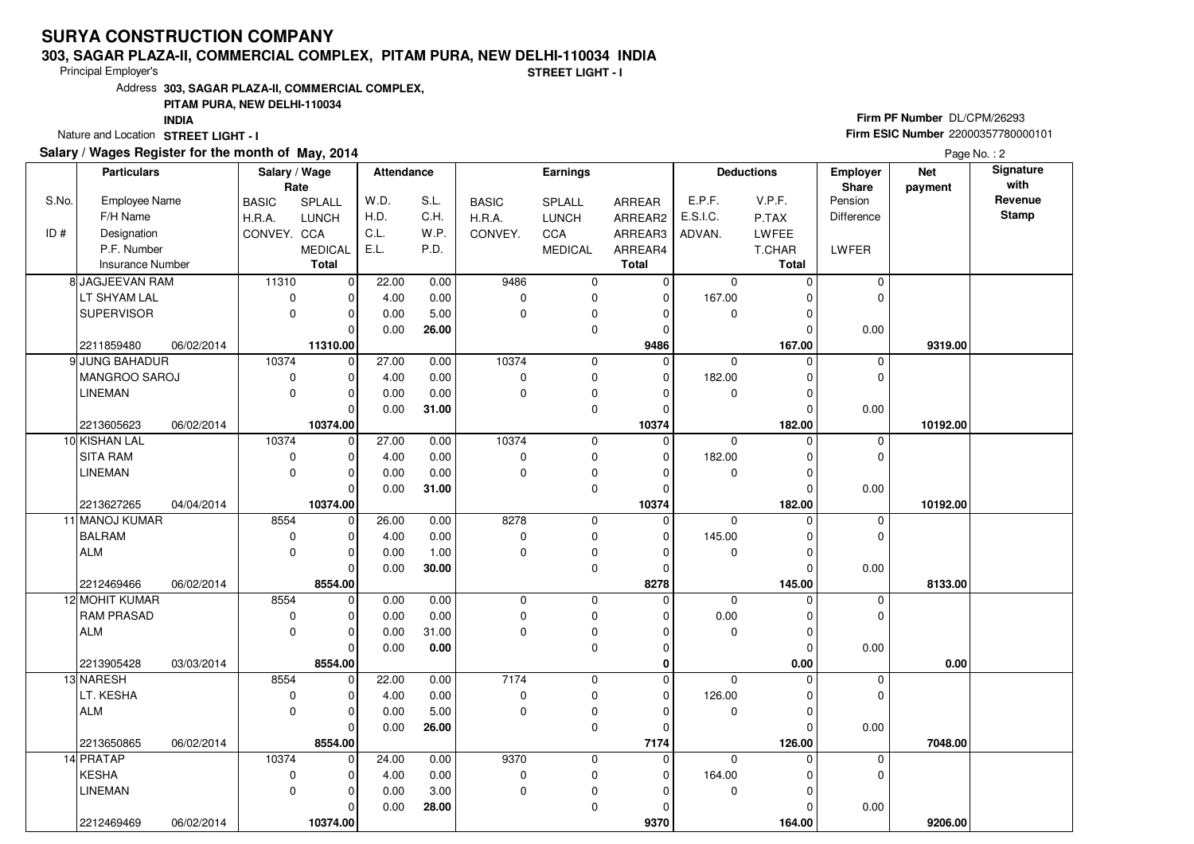# SURYA CONSTRUCTION COMPANY

**303, SAGAR PLAZA-II, COMMERCIAL COMPLEX, PITAM PURA, NEW DELHI-110034 INDIA**

Principal Employer's **STREET LIGHT - I**

Address **303, SAGAR PLAZA-II, COMMERCIAL COMPLEX, PITAM PURA, NEW DELHI-110034 INDIA**

Nature and Location **STREET LIGHT - I**

**Firm PF Number** DL/CPM/26293

**Firm ESIC Number** 22000357780000101

**Salary / Wages Register for the month of May, 2014**

Page No. : 2

| S.No. / ID # | Particulars: Employee Name / F/H Name / Designation / P.F. Number / Insurance Number | Salary / Wage Rate: BASIC / H.R.A. / CONVEY. | SPLALL / LUNCH / CCA / MEDICAL / Total | Attendance: W.D. / H.D. / C.L. / E.L. | S.L. / C.H. / W.P. / P.D. | Earnings: BASIC / H.R.A. / CONVEY. | SPLALL / LUNCH / CCA / MEDICAL | ARREAR / ARREAR2 / ARREAR3 / ARREAR4 / Total | Deductions: E.P.F. / E.S.I.C. / ADVAN. | V.P.F. / P.TAX / LWFEE / T.CHAR / Total | Employer Share: Pension / Difference / LWFER | Net payment | Signature with Revenue Stamp |
|---|---|---|---|---|---|---|---|---|---|---|---|---|---|
| 8 | JAGJEEVAN RAM<br>LT SHYAM LAL<br>SUPERVISOR<br><br>2211859480 06/02/2014 | 11310<br>0<br>0 | 0<br>0<br>0<br>0<br>**11310.00** | 22.00<br>4.00<br>0.00<br>0.00 | 0.00<br>0.00<br>5.00<br>**26.00** | 9486<br>0<br>0 | 0<br>0<br>0<br>0 | 0<br>0<br>0<br>0<br>**9486** | 0<br>167.00<br>0 | 0<br>0<br>0<br>0<br>**167.00** | 0<br>0<br><br>0.00 | **9319.00** | |
| 9 | JUNG BAHADUR<br>MANGROO SAROJ<br>LINEMAN<br><br>2213605623 06/02/2014 | 10374<br>0<br>0 | 0<br>0<br>0<br>0<br>**10374.00** | 27.00<br>4.00<br>0.00<br>0.00 | 0.00<br>0.00<br>0.00<br>**31.00** | 10374<br>0<br>0 | 0<br>0<br>0<br>0 | 0<br>0<br>0<br>0<br>**10374** | 0<br>182.00<br>0 | 0<br>0<br>0<br>0<br>**182.00** | 0<br>0<br><br>0.00 | **10192.00** | |
| 10 | KISHAN LAL<br>SITA RAM<br>LINEMAN<br><br>2213627265 04/04/2014 | 10374<br>0<br>0 | 0<br>0<br>0<br>0<br>**10374.00** | 27.00<br>4.00<br>0.00<br>0.00 | 0.00<br>0.00<br>0.00<br>**31.00** | 10374<br>0<br>0 | 0<br>0<br>0<br>0 | 0<br>0<br>0<br>0<br>**10374** | 0<br>182.00<br>0 | 0<br>0<br>0<br>0<br>**182.00** | 0<br>0<br><br>0.00 | **10192.00** | |
| 11 | MANOJ KUMAR<br>BALRAM<br>ALM<br><br>2212469466 06/02/2014 | 8554<br>0<br>0 | 0<br>0<br>0<br>0<br>**8554.00** | 26.00<br>4.00<br>0.00<br>0.00 | 0.00<br>0.00<br>1.00<br>**30.00** | 8278<br>0<br>0 | 0<br>0<br>0<br>0 | 0<br>0<br>0<br>0<br>**8278** | 0<br>145.00<br>0 | 0<br>0<br>0<br>0<br>**145.00** | 0<br>0<br><br>0.00 | **8133.00** | |
| 12 | MOHIT KUMAR<br>RAM PRASAD<br>ALM<br><br>2213905428 03/03/2014 | 8554<br>0<br>0 | 0<br>0<br>0<br>0<br>**8554.00** | 0.00<br>0.00<br>0.00<br>0.00 | 0.00<br>0.00<br>31.00<br>**0.00** | 0<br>0<br>0 | 0<br>0<br>0<br>0 | 0<br>0<br>0<br>0<br>**0** | 0<br>0.00<br>0 | 0<br>0<br>0<br>0<br>**0.00** | 0<br>0<br><br>0.00 | **0.00** | |
| 13 | NARESH<br>LT. KESHA<br>ALM<br><br>2213650865 06/02/2014 | 8554<br>0<br>0 | 0<br>0<br>0<br>0<br>**8554.00** | 22.00<br>4.00<br>0.00<br>0.00 | 0.00<br>0.00<br>5.00<br>**26.00** | 7174<br>0<br>0 | 0<br>0<br>0<br>0 | 0<br>0<br>0<br>0<br>**7174** | 0<br>126.00<br>0 | 0<br>0<br>0<br>0<br>**126.00** | 0<br>0<br><br>0.00 | **7048.00** | |
| 14 | PRATAP<br>KESHA<br>LINEMAN<br><br>2212469469 06/02/2014 | 10374<br>0<br>0 | 0<br>0<br>0<br>0<br>**10374.00** | 24.00<br>4.00<br>0.00<br>0.00 | 0.00<br>0.00<br>3.00<br>**28.00** | 9370<br>0<br>0 | 0<br>0<br>0<br>0 | 0<br>0<br>0<br>0<br>**9370** | 0<br>164.00<br>0 | 0<br>0<br>0<br>0<br>**164.00** | 0<br>0<br><br>0.00 | **9206.00** | |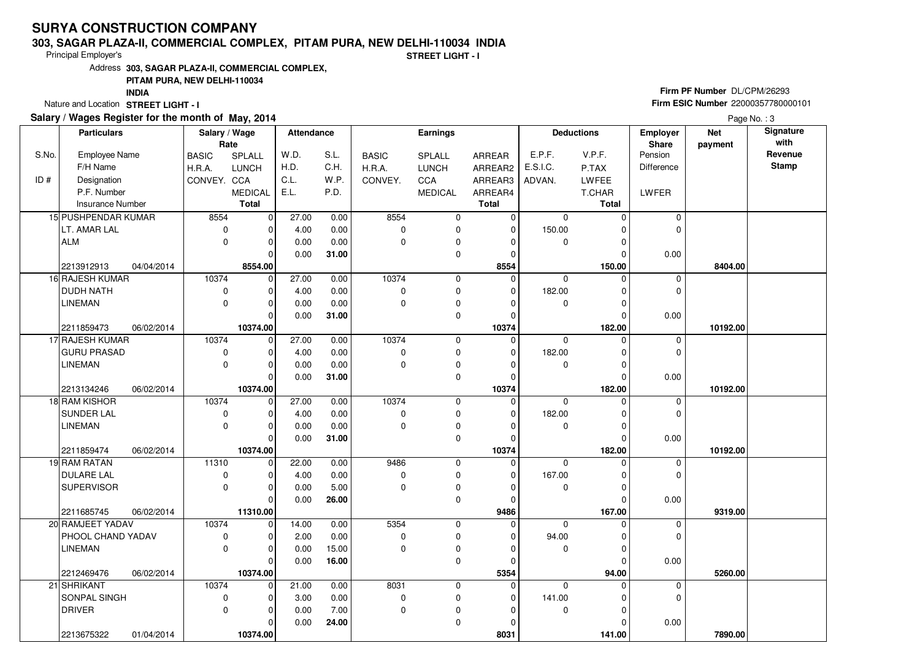# SURYA CONSTRUCTION COMPANY

**303, SAGAR PLAZA-II, COMMERCIAL COMPLEX, PITAM PURA, NEW DELHI-110034 INDIA**

Principal Employer's **STREET LIGHT - I**

Address **303, SAGAR PLAZA-II, COMMERCIAL COMPLEX, PITAM PURA, NEW DELHI-110034 INDIA**

Nature and Location **STREET LIGHT - I**

**Firm PF Number** DL/CPM/26293

**Firm ESIC Number** 22000357780000101

**Salary / Wages Register for the month of May, 2014**

Page No. : 3

| S.No. / ID # | Particulars: Employee Name / F/H Name / Designation / P.F. Number / Insurance Number | Salary / Wage Rate: BASIC / H.R.A. / CONVEY. | Salary / Wage Rate: SPLALL / LUNCH / CCA / MEDICAL / Total | Attendance: W.D. / H.D. / C.L. / E.L. | Attendance: S.L. / C.H. / W.P. / P.D. | Earnings: BASIC / H.R.A. / CONVEY. | Earnings: SPLALL / LUNCH / CCA / MEDICAL | Earnings: ARREAR / ARREAR2 / ARREAR3 / ARREAR4 / Total | Deductions: E.P.F. / E.S.I.C. / ADVAN. | Deductions: V.P.F. / P.TAX / LWFEE / T.CHAR / Total | Employer Share: Pension / Difference / LWFER | Net payment | Signature with Revenue Stamp |
|---|---|---|---|---|---|---|---|---|---|---|---|---|---|
| 15 | PUSHPENDAR KUMAR / LT. AMAR LAL / ALM / 2213912913 / 04/04/2014 | 8554 / 0 / 0 | 0 / 0 / 0 / 0 / **8554.00** | 27.00 / 4.00 / 0.00 / 0.00 | 0.00 / 0.00 / 0.00 / **31.00** | 8554 / 0 / 0 | 0 / 0 / 0 / 0 | 0 / 0 / 0 / 0 / **8554** | 0 / 150.00 / 0 | 0 / 0 / 0 / 0 / **150.00** | 0 / 0 / 0.00 | **8404.00** | |
| 16 | RAJESH KUMAR / DUDH NATH / LINEMAN / 2211859473 / 06/02/2014 | 10374 / 0 / 0 | 0 / 0 / 0 / 0 / **10374.00** | 27.00 / 4.00 / 0.00 / 0.00 | 0.00 / 0.00 / 0.00 / **31.00** | 10374 / 0 / 0 | 0 / 0 / 0 / 0 | 0 / 0 / 0 / 0 / **10374** | 0 / 182.00 / 0 | 0 / 0 / 0 / 0 / **182.00** | 0 / 0 / 0.00 | **10192.00** | |
| 17 | RAJESH KUMAR / GURU PRASAD / LINEMAN / 2213134246 / 06/02/2014 | 10374 / 0 / 0 | 0 / 0 / 0 / 0 / **10374.00** | 27.00 / 4.00 / 0.00 / 0.00 | 0.00 / 0.00 / 0.00 / **31.00** | 10374 / 0 / 0 | 0 / 0 / 0 / 0 | 0 / 0 / 0 / 0 / **10374** | 0 / 182.00 / 0 | 0 / 0 / 0 / 0 / **182.00** | 0 / 0 / 0.00 | **10192.00** | |
| 18 | RAM KISHOR / SUNDER LAL / LINEMAN / 2211859474 / 06/02/2014 | 10374 / 0 / 0 | 0 / 0 / 0 / 0 / **10374.00** | 27.00 / 4.00 / 0.00 / 0.00 | 0.00 / 0.00 / 0.00 / **31.00** | 10374 / 0 / 0 | 0 / 0 / 0 / 0 | 0 / 0 / 0 / 0 / **10374** | 0 / 182.00 / 0 | 0 / 0 / 0 / 0 / **182.00** | 0 / 0 / 0.00 | **10192.00** | |
| 19 | RAM RATAN / DULARE LAL / SUPERVISOR / 2211685745 / 06/02/2014 | 11310 / 0 / 0 | 0 / 0 / 0 / 0 / **11310.00** | 22.00 / 4.00 / 0.00 / 0.00 | 0.00 / 0.00 / 5.00 / **26.00** | 9486 / 0 / 0 | 0 / 0 / 0 / 0 | 0 / 0 / 0 / 0 / **9486** | 0 / 167.00 / 0 | 0 / 0 / 0 / 0 / **167.00** | 0 / 0 / 0.00 | **9319.00** | |
| 20 | RAMJEET YADAV / PHOOL CHAND YADAV / LINEMAN / 2212469476 / 06/02/2014 | 10374 / 0 / 0 | 0 / 0 / 0 / 0 / **10374.00** | 14.00 / 2.00 / 0.00 / 0.00 | 0.00 / 0.00 / 15.00 / **16.00** | 5354 / 0 / 0 | 0 / 0 / 0 / 0 | 0 / 0 / 0 / 0 / **5354** | 0 / 94.00 / 0 | 0 / 0 / 0 / 0 / **94.00** | 0 / 0 / 0.00 | **5260.00** | |
| 21 | SHRIKANT / SONPAL SINGH / DRIVER / 2213675322 / 01/04/2014 | 10374 / 0 / 0 | 0 / 0 / 0 / 0 / **10374.00** | 21.00 / 3.00 / 0.00 / 0.00 | 0.00 / 0.00 / 7.00 / **24.00** | 8031 / 0 / 0 | 0 / 0 / 0 / 0 | 0 / 0 / 0 / 0 / **8031** | 0 / 141.00 / 0 | 0 / 0 / 0 / 0 / **141.00** | 0 / 0 / 0.00 | **7890.00** | |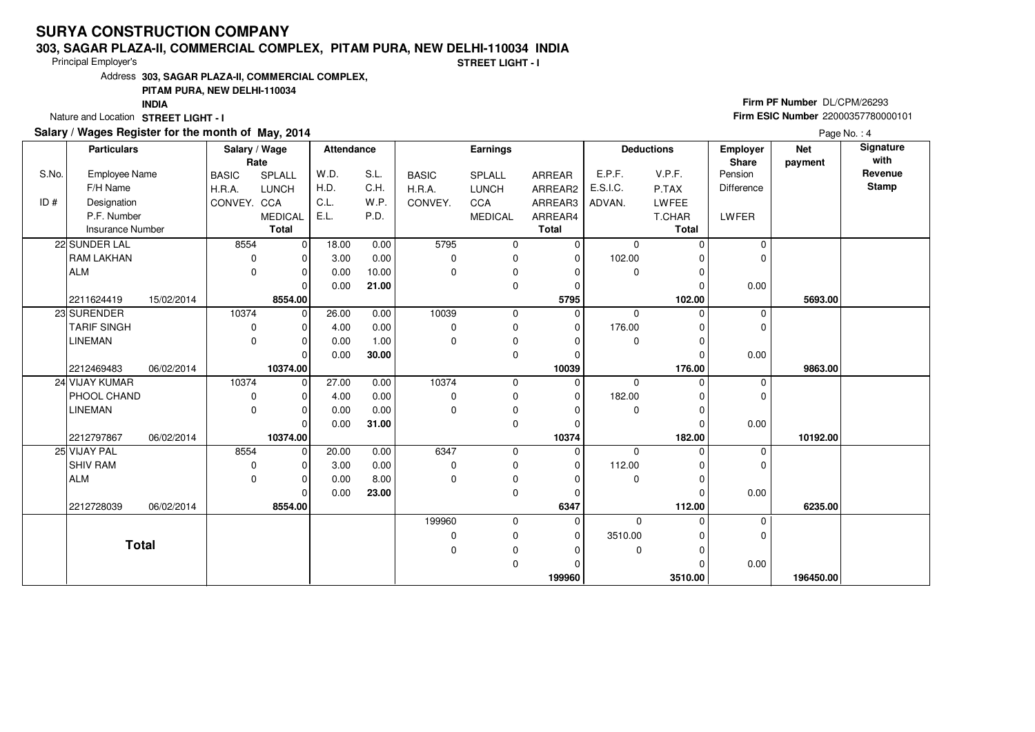# SURYA CONSTRUCTION COMPANY

**303, SAGAR PLAZA-II, COMMERCIAL COMPLEX, PITAM PURA, NEW DELHI-110034 INDIA**

Principal Employer's

**STREET LIGHT - I**

Address **303, SAGAR PLAZA-II, COMMERCIAL COMPLEX, PITAM PURA, NEW DELHI-110034 INDIA**

Nature and Location **STREET LIGHT - I**

**Firm PF Number** DL/CPM/26293

**Firm ESIC Number** 22000357780000101

**Salary / Wages Register for the month of May, 2014**

| S.No. / ID # | Particulars: Employee Name / F/H Name / Designation / P.F. Number / Insurance Number | Salary / Wage Rate: BASIC / H.R.A. / CONVEY. | SPLALL / LUNCH / CCA / MEDICAL / Total | Attendance: W.D. / H.D. / C.L. / E.L. | S.L. / C.H. / W.P. / P.D. | Earnings: BASIC / H.R.A. / CONVEY. | SPLALL / LUNCH / CCA / MEDICAL | ARREAR / ARREAR2 / ARREAR3 / ARREAR4 / Total | Deductions: E.P.F. / E.S.I.C. / ADVAN. | V.P.F. / P.TAX / LWFEE / T.CHAR / Total | Employer Share: Pension / Difference / LWFER | Net payment | Signature with Revenue Stamp |
|---|---|---|---|---|---|---|---|---|---|---|---|---|---|
| 22 | SUNDER LAL | 8554 | 0 | 18.00 | 0.00 | 5795 | 0 | 0 | 0 | 0 | 0 | | |
| | RAM LAKHAN | 0 | 0 | 3.00 | 0.00 | 0 | 0 | 0 | 102.00 | 0 | 0 | | |
| | ALM | 0 | 0 | 0.00 | 10.00 | 0 | 0 | 0 | 0 | 0 | | | |
| | | | 0 | 0.00 | **21.00** | | 0 | 0 | | 0 | 0.00 | | |
| | 2211624419 15/02/2014 | | **8554.00** | | | | | **5795** | | **102.00** | | **5693.00** | |
| 23 | SURENDER | 10374 | 0 | 26.00 | 0.00 | 10039 | 0 | 0 | 0 | 0 | 0 | | |
| | TARIF SINGH | 0 | 0 | 4.00 | 0.00 | 0 | 0 | 0 | 176.00 | 0 | 0 | | |
| | LINEMAN | 0 | 0 | 0.00 | 1.00 | 0 | 0 | 0 | 0 | 0 | | | |
| | | | 0 | 0.00 | **30.00** | | 0 | 0 | | 0 | 0.00 | | |
| | 2212469483 06/02/2014 | | **10374.00** | | | | | **10039** | | **176.00** | | **9863.00** | |
| 24 | VIJAY KUMAR | 10374 | 0 | 27.00 | 0.00 | 10374 | 0 | 0 | 0 | 0 | 0 | | |
| | PHOOL CHAND | 0 | 0 | 4.00 | 0.00 | 0 | 0 | 0 | 182.00 | 0 | 0 | | |
| | LINEMAN | 0 | 0 | 0.00 | 0.00 | 0 | 0 | 0 | 0 | 0 | | | |
| | | | 0 | 0.00 | **31.00** | | 0 | 0 | | 0 | 0.00 | | |
| | 2212797867 06/02/2014 | | **10374.00** | | | | | **10374** | | **182.00** | | **10192.00** | |
| 25 | VIJAY PAL | 8554 | 0 | 20.00 | 0.00 | 6347 | 0 | 0 | 0 | 0 | 0 | | |
| | SHIV RAM | 0 | 0 | 3.00 | 0.00 | 0 | 0 | 0 | 112.00 | 0 | 0 | | |
| | ALM | 0 | 0 | 0.00 | 8.00 | 0 | 0 | 0 | 0 | 0 | | | |
| | | | 0 | 0.00 | **23.00** | | 0 | 0 | | 0 | 0.00 | | |
| | 2212728039 06/02/2014 | | **8554.00** | | | | | **6347** | | **112.00** | | **6235.00** | |
| | | | | | | 199960 | 0 | 0 | 0 | 0 | 0 | | |
| | **Total** | | | | | 0 | 0 | 0 | 3510.00 | 0 | 0 | | |
| | | | | | | 0 | 0 | 0 | 0 | 0 | | | |
| | | | | | | | 0 | 0 | | 0 | 0.00 | | |
| | | | | | | | | **199960** | | **3510.00** | | **196450.00** | |